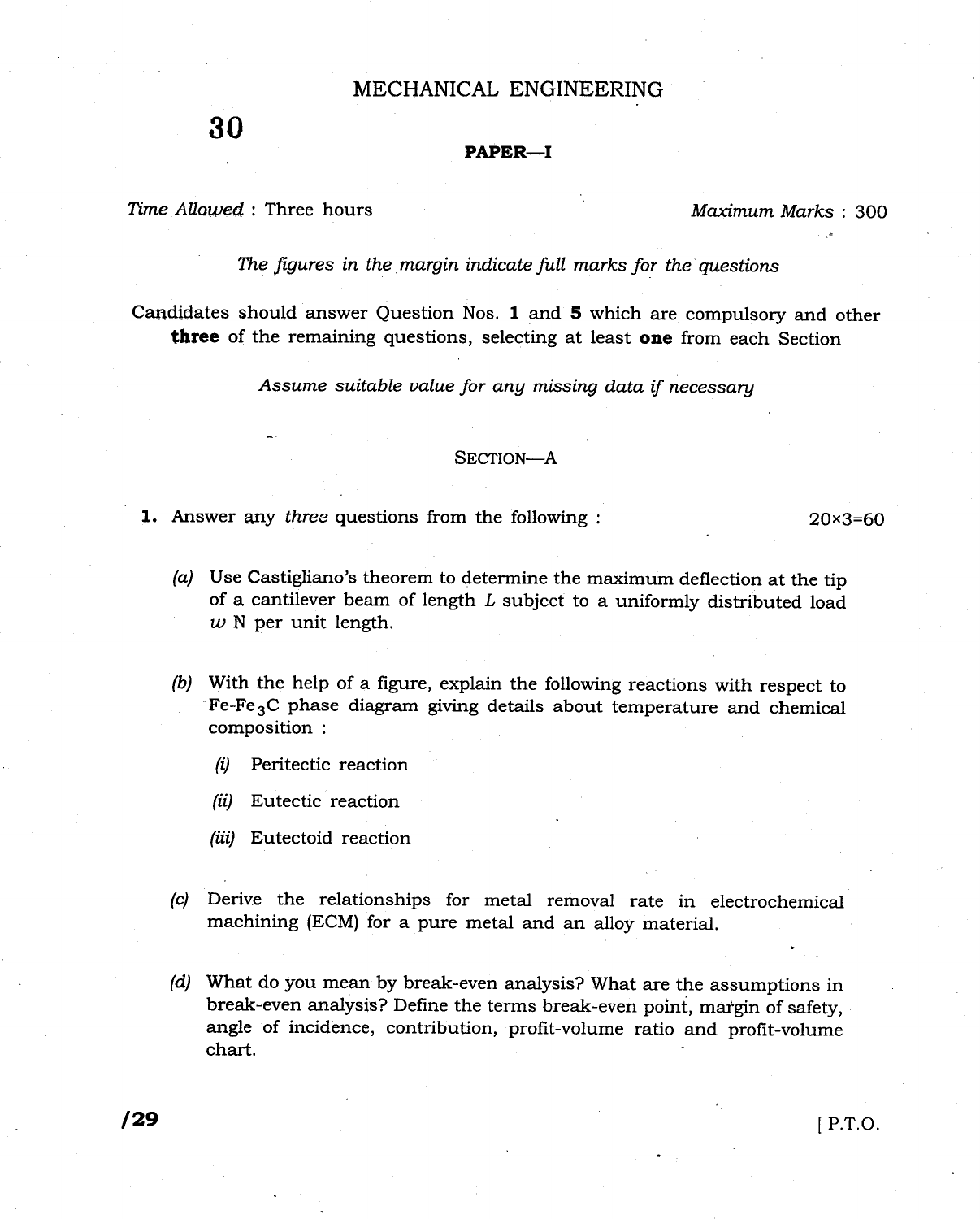# MECHANICAL ENGINEERING

**30**

## PAPER—I

*Time Allowed* : Three hours  *Maximum Marks* : 300

*The figures in the margin indicate full marks for the questions*

Candidates should answer Question Nos. **1** and **5** which are compulsory and other **three** of the remaining questions, selecting at least **one** from each Section

*Assume suitable value for any missing data if necessary*

### SECTION—A

**1.** Answer any *three* questions from the following : 20×3=60

*(a)* Use Castigliano's theorem to determine the maximum deflection at the tip of a cantilever beam of length $L$ subject to a uniformly distributed load $w$ N per unit length.

*(b)* With the help of a figure, explain the following reactions with respect to $Fe$-$Fe_3C$ phase diagram giving details about temperature and chemical composition :

*(i)* Peritectic reaction

*(ii)* Eutectic reaction

*(iii)* Eutectoid reaction

*(c)* Derive the relationships for metal removal rate in electrochemical machining (ECM) for a pure metal and an alloy material.

*(d)* What do you mean by break-even analysis? What are the assumptions in break-even analysis? Define the terms break-even point, margin of safety, angle of incidence, contribution, profit-volume ratio and profit-volume chart.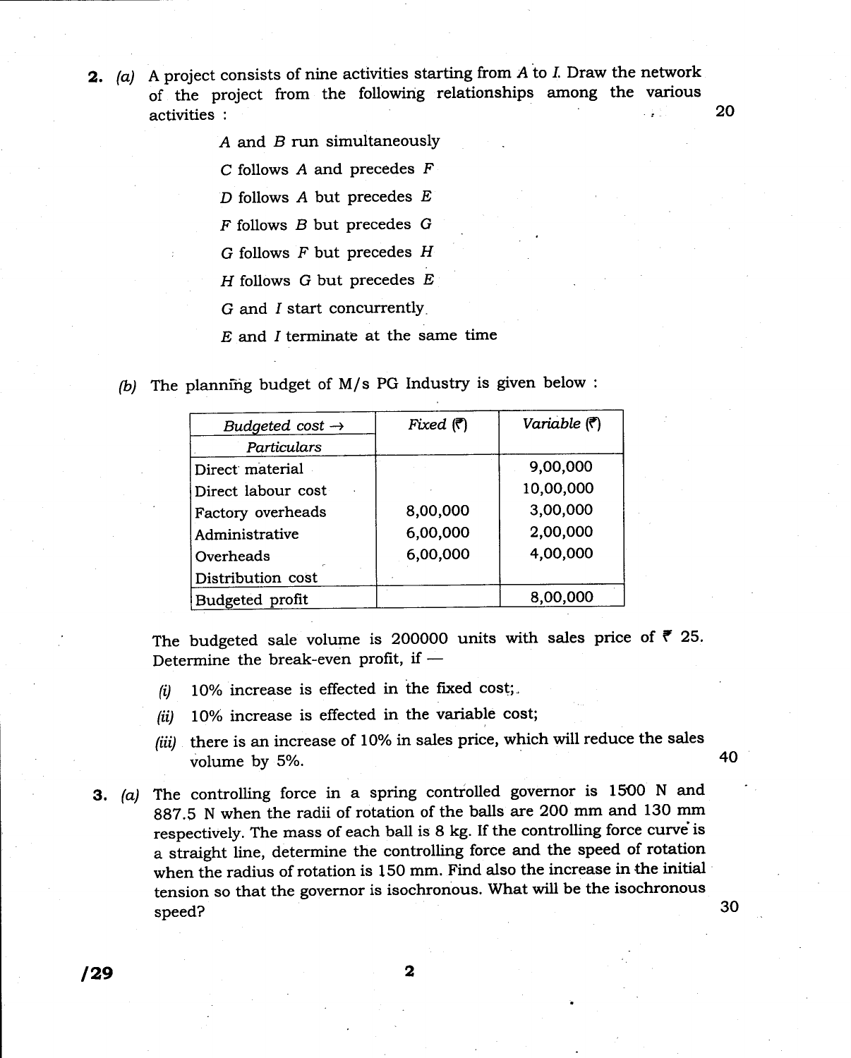**2.** *(a)* A project consists of nine activities starting from $A$ to $I$. Draw the network of the project from the following relationships among the various activities : 20

$A$ and $B$ run simultaneously

$C$ follows $A$ and precedes $F$

$D$ follows $A$ but precedes $E$

$F$ follows $B$ but precedes $G$

$G$ follows $F$ but precedes $H$

$H$ follows $G$ but precedes $E$

$G$ and $I$ start concurrently

$E$ and $I$ terminate at the same time

*(b)* The planning budget of M/s PG Industry is given below :

| *Budgeted cost →* <br> *Particulars* | *Fixed* (₹) | *Variable* (₹) |
|---|---|---|
| Direct material | | 9,00,000 |
| Direct labour cost | | 10,00,000 |
| Factory overheads | 8,00,000 | 3,00,000 |
| Administrative | 6,00,000 | 2,00,000 |
| Overheads | 6,00,000 | 4,00,000 |
| Distribution cost | | |
| Budgeted profit | | 8,00,000 |

The budgeted sale volume is 200000 units with sales price of ₹ 25. Determine the break-even profit, if —

*(i)* 10% increase is effected in the fixed cost;

*(ii)* 10% increase is effected in the variable cost;

*(iii)* there is an increase of 10% in sales price, which will reduce the sales volume by 5%. 40

**3.** *(a)* The controlling force in a spring controlled governor is 1500 N and 887.5 N when the radii of rotation of the balls are 200 mm and 130 mm respectively. The mass of each ball is 8 kg. If the controlling force curve is a straight line, determine the controlling force and the speed of rotation when the radius of rotation is 150 mm. Find also the increase in the initial tension so that the governor is isochronous. What will be the isochronous speed? 30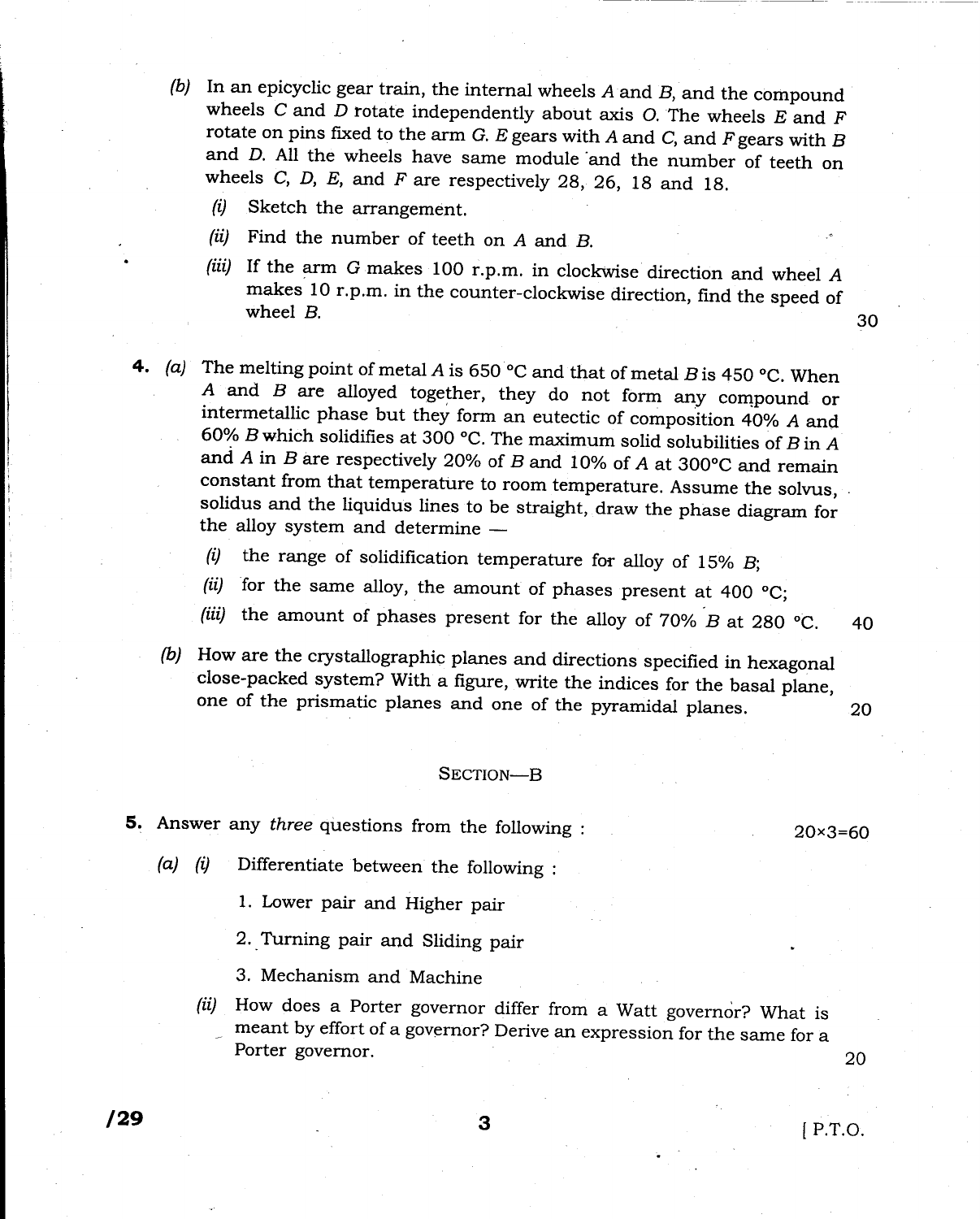(b) In an epicyclic gear train, the internal wheels $A$ and $B$, and the compound wheels $C$ and $D$ rotate independently about axis $O$. The wheels $E$ and $F$ rotate on pins fixed to the arm $G$. $E$ gears with $A$ and $C$, and $F$ gears with $B$ and $D$. All the wheels have same module and the number of teeth on wheels $C$, $D$, $E$, and $F$ are respectively 28, 26, 18 and 18.

(i) Sketch the arrangement.

(ii) Find the number of teeth on $A$ and $B$.

(iii) If the arm $G$ makes 100 r.p.m. in clockwise direction and wheel $A$ makes 10 r.p.m. in the counter-clockwise direction, find the speed of wheel $B$. 30

**4.** (a) The melting point of metal $A$ is 650 °C and that of metal $B$ is 450 °C. When $A$ and $B$ are alloyed together, they do not form any compound or intermetallic phase but they form an eutectic of composition 40% $A$ and 60% $B$ which solidifies at 300 °C. The maximum solid solubilities of $B$ in $A$ and $A$ in $B$ are respectively 20% of $B$ and 10% of $A$ at 300°C and remain constant from that temperature to room temperature. Assume the solvus, solidus and the liquidus lines to be straight, draw the phase diagram for the alloy system and determine —

(i) the range of solidification temperature for alloy of 15% $B$;

(ii) for the same alloy, the amount of phases present at 400 °C;

(iii) the amount of phases present for the alloy of 70% $B$ at 280 °C. 40

(b) How are the crystallographic planes and directions specified in hexagonal close-packed system? With a figure, write the indices for the basal plane, one of the prismatic planes and one of the pyramidal planes. 20

## SECTION—B

**5.** Answer any *three* questions from the following : 20×3=60

(a) (i) Differentiate between the following :

1. Lower pair and Higher pair

2. Turning pair and Sliding pair

3. Mechanism and Machine

(ii) How does a Porter governor differ from a Watt governor? What is meant by effort of a governor? Derive an expression for the same for a Porter governor. 20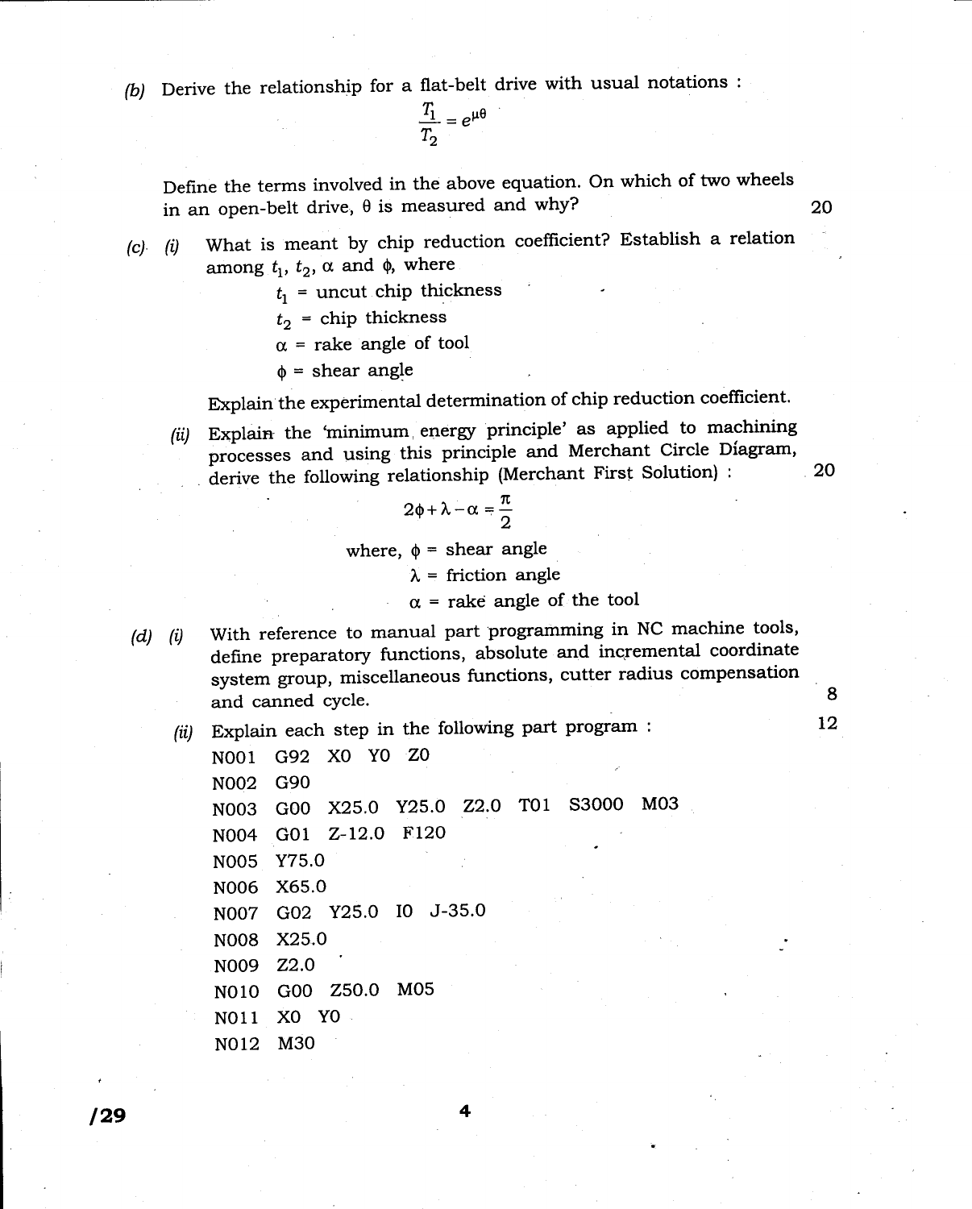(b) Derive the relationship for a flat-belt drive with usual notations :

$$\frac{T_1}{T_2} = e^{\mu\theta}$$

Define the terms involved in the above equation. On which of two wheels in an open-belt drive, $\theta$ is measured and why? 20

(c) (i) What is meant by chip reduction coefficient? Establish a relation among $t_1$, $t_2$, $\alpha$ and $\phi$, where

$t_1$ = uncut chip thickness

$t_2$ = chip thickness

$\alpha$ = rake angle of tool

$\phi$ = shear angle

Explain the experimental determination of chip reduction coefficient.

(ii) Explain the 'minimum energy principle' as applied to machining processes and using this principle and Merchant Circle Diagram, derive the following relationship (Merchant First Solution) : 20

$$2\phi + \lambda - \alpha = \frac{\pi}{2}$$

where, $\phi$ = shear angle

$\lambda$ = friction angle

$\alpha$ = rake angle of the tool

(d) (i) With reference to manual part programming in NC machine tools, define preparatory functions, absolute and incremental coordinate system group, miscellaneous functions, cutter radius compensation and canned cycle. 8

(ii) Explain each step in the following part program : 12

```
N001  G92  X0  Y0  Z0
N002  G90
N003  G00  X25.0  Y25.0  Z2.0  T01  S3000  M03
N004  G01  Z-12.0  F120
N005  Y75.0
N006  X65.0
N007  G02  Y25.0  I0  J-35.0
N008  X25.0
N009  Z2.0
N010  G00  Z50.0  M05
N011  X0  Y0
N012  M30
```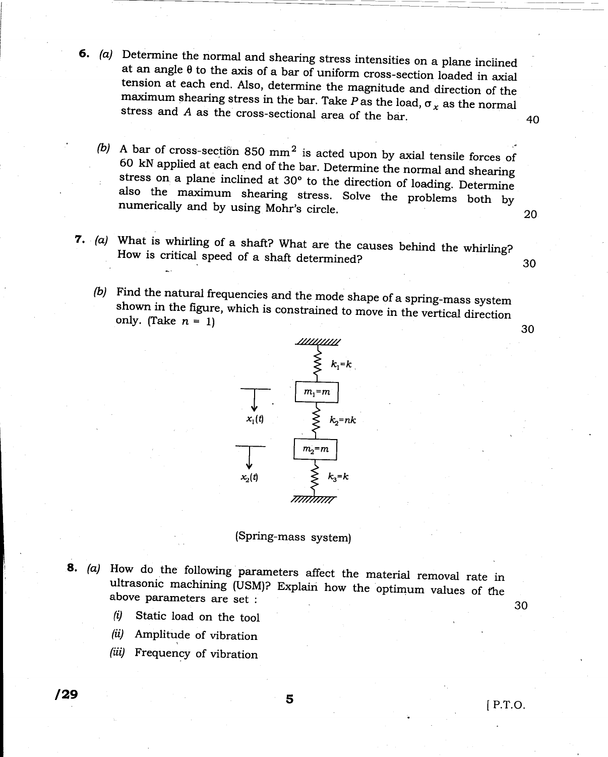6\. (a) Determine the normal and shearing stress intensities on a plane inclined at an angle $\theta$ to the axis of a bar of uniform cross-section loaded in axial tension at each end. Also, determine the magnitude and direction of the maximum shearing stress in the bar. Take $P$ as the load, $\sigma_x$ as the normal stress and $A$ as the cross-sectional area of the bar. 40

(b) A bar of cross-section 850 mm$^2$ is acted upon by axial tensile forces of 60 kN applied at each end of the bar. Determine the normal and shearing stress on a plane inclined at 30° to the direction of loading. Determine also the maximum shearing stress. Solve the problems both by numerically and by using Mohr's circle. 20

7\. (a) What is whirling of a shaft? What are the causes behind the whirling? How is critical speed of a shaft determined? 30

(b) Find the natural frequencies and the mode shape of a spring-mass system shown in the figure, which is constrained to move in the vertical direction only. (Take $n = 1$) 30

$k_1 = k$

$m_1 = m$

$x_1(t)$

$k_2 = nk$

$m_2 = m$

$x_2(t)$

$k_3 = k$

(Spring-mass system)

8\. (a) How do the following parameters affect the material removal rate in ultrasonic machining (USM)? Explain how the optimum values of the above parameters are set : 30

(i) Static load on the tool

(ii) Amplitude of vibration

(iii) Frequency of vibration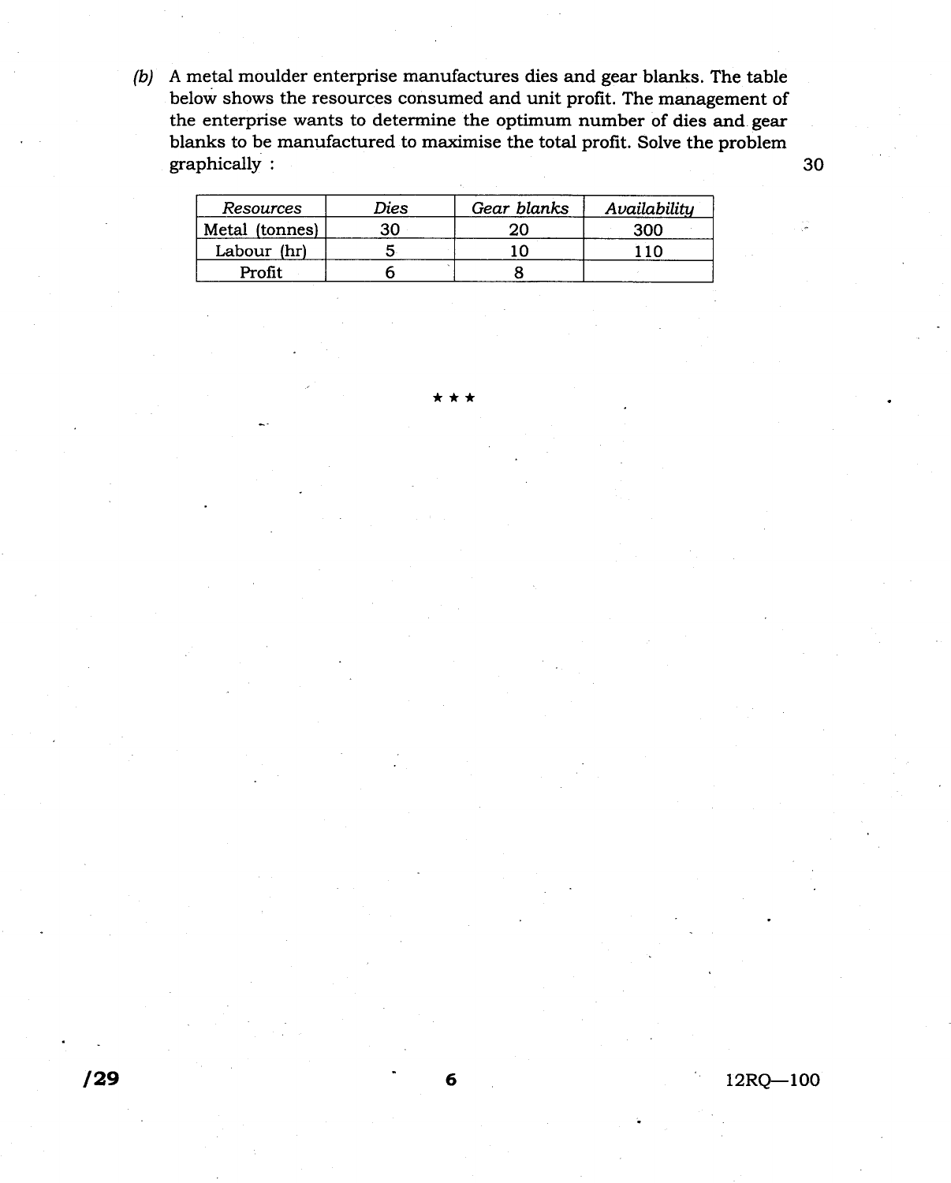(b) A metal moulder enterprise manufactures dies and gear blanks. The table below shows the resources consumed and unit profit. The management of the enterprise wants to determine the optimum number of dies and gear blanks to be manufactured to maximise the total profit. Solve the problem graphically : 30

| *Resources* | *Dies* | *Gear blanks* | *Availability* |
|---|---|---|---|
| Metal (tonnes) | 30 | 20 | 300 |
| Labour (hr) | 5 | 10 | 110 |
| Profit | 6 | 8 | |

★ ★ ★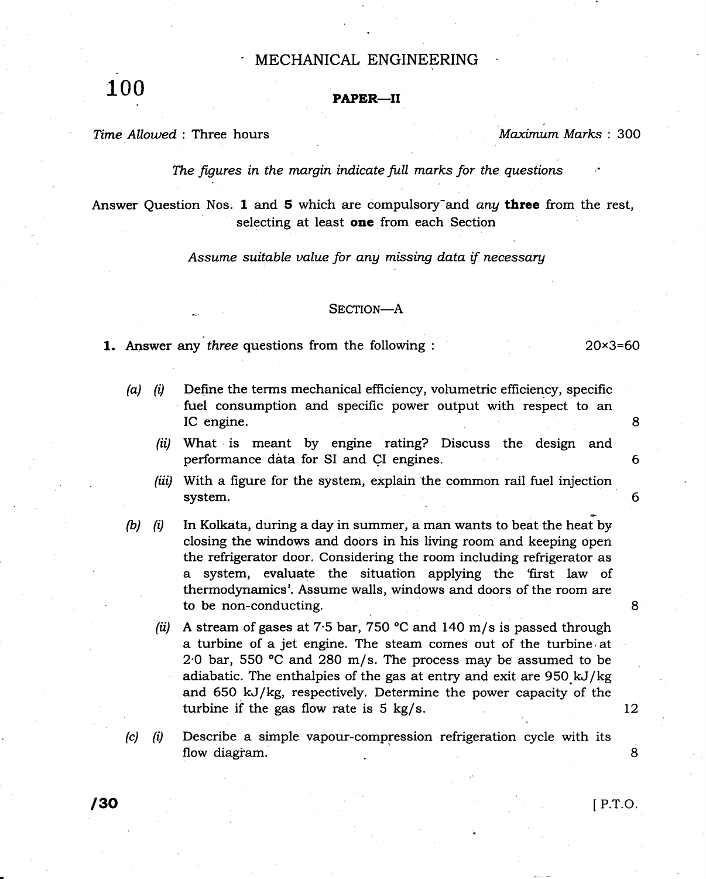# MECHANICAL ENGINEERING

**100**

## PAPER—II

*Time Allowed* : Three hours *Maximum Marks* : 300

*The figures in the margin indicate full marks for the questions*

Answer Question Nos. **1** and **5** which are compulsory and *any* **three** from the rest, selecting at least **one** from each Section

*Assume suitable value for any missing data if necessary*

### SECTION—A

**1.** Answer any *three* questions from the following : 20×3=60

*(a)* *(i)* Define the terms mechanical efficiency, volumetric efficiency, specific fuel consumption and specific power output with respect to an IC engine. 8

*(ii)* What is meant by engine rating? Discuss the design and performance data for SI and CI engines. 6

*(iii)* With a figure for the system, explain the common rail fuel injection system. 6

*(b)* *(i)* In Kolkata, during a day in summer, a man wants to beat the heat by closing the windows and doors in his living room and keeping open the refrigerator door. Considering the room including refrigerator as a system, evaluate the situation applying the 'first law of thermodynamics'. Assume walls, windows and doors of the room are to be non-conducting. 8

*(ii)* A stream of gases at 7·5 bar, 750 °C and 140 m/s is passed through a turbine of a jet engine. The steam comes out of the turbine at 2·0 bar, 550 °C and 280 m/s. The process may be assumed to be adiabatic. The enthalpies of the gas at entry and exit are 950 kJ/kg and 650 kJ/kg, respectively. Determine the power capacity of the turbine if the gas flow rate is 5 kg/s. 12

*(c)* *(i)* Describe a simple vapour-compression refrigeration cycle with its flow diagram. 8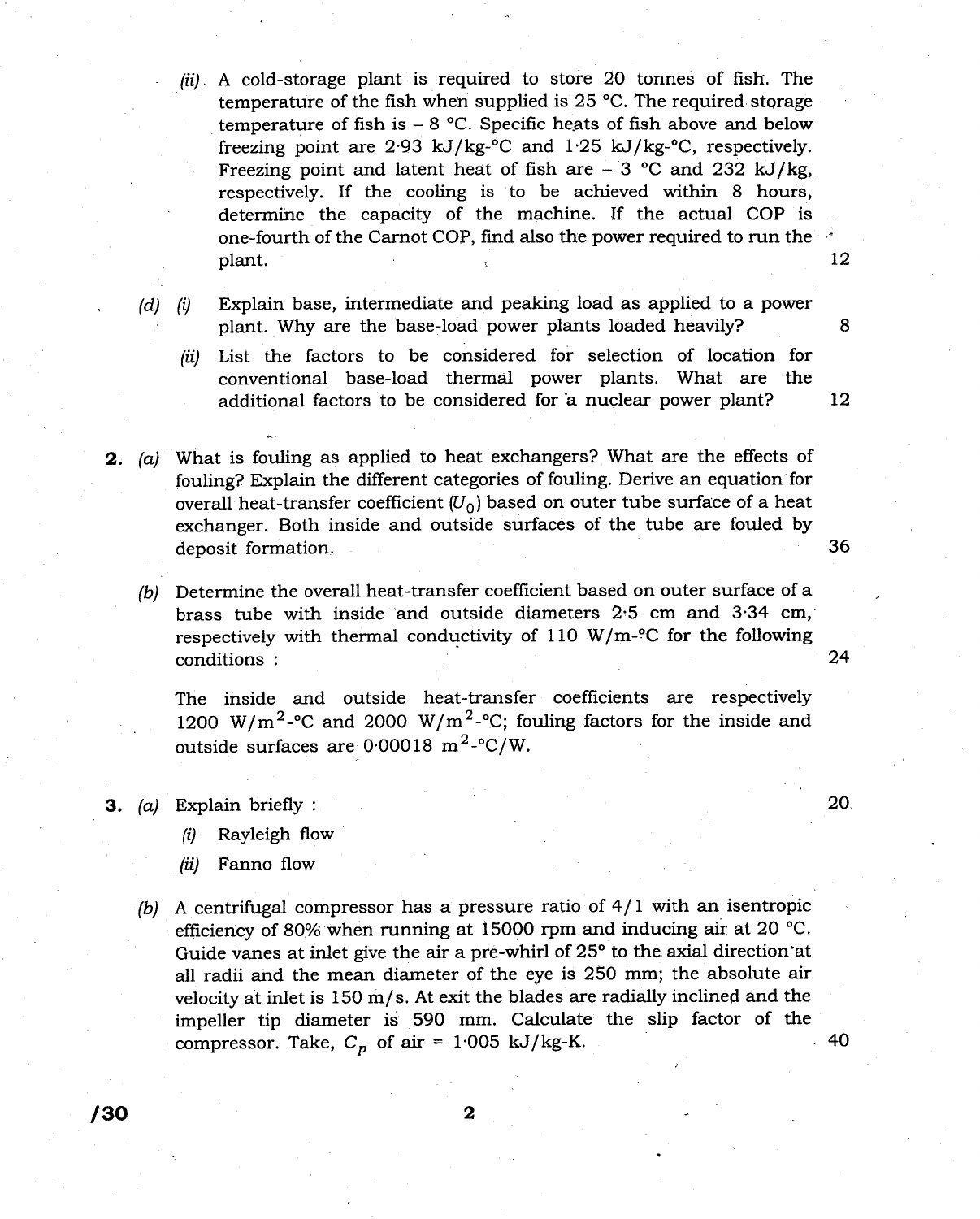(ii) A cold-storage plant is required to store 20 tonnes of fish. The temperature of the fish when supplied is 25 °C. The required storage temperature of fish is – 8 °C. Specific heats of fish above and below freezing point are 2·93 kJ/kg-°C and 1·25 kJ/kg-°C, respectively. Freezing point and latent heat of fish are – 3 °C and 232 kJ/kg, respectively. If the cooling is to be achieved within 8 hours, determine the capacity of the machine. If the actual COP is one-fourth of the Carnot COP, find also the power required to run the plant. 12

(d) (i) Explain base, intermediate and peaking load as applied to a power plant. Why are the base-load power plants loaded heavily? 8

(ii) List the factors to be considered for selection of location for conventional base-load thermal power plants. What are the additional factors to be considered for a nuclear power plant? 12

**2.** (a) What is fouling as applied to heat exchangers? What are the effects of fouling? Explain the different categories of fouling. Derive an equation for overall heat-transfer coefficient ($U_0$) based on outer tube surface of a heat exchanger. Both inside and outside surfaces of the tube are fouled by deposit formation. 36

(b) Determine the overall heat-transfer coefficient based on outer surface of a brass tube with inside and outside diameters 2·5 cm and 3·34 cm, respectively with thermal conductivity of 110 W/m-°C for the following conditions : 24

The inside and outside heat-transfer coefficients are respectively 1200 W/m$^2$-°C and 2000 W/m$^2$-°C; fouling factors for the inside and outside surfaces are 0·00018 m$^2$-°C/W.

**3.** (a) Explain briefly : 20

(i) Rayleigh flow

(ii) Fanno flow

(b) A centrifugal compressor has a pressure ratio of 4/1 with an isentropic efficiency of 80% when running at 15000 rpm and inducing air at 20 °C. Guide vanes at inlet give the air a pre-whirl of 25° to the axial direction at all radii and the mean diameter of the eye is 250 mm; the absolute air velocity at inlet is 150 m/s. At exit the blades are radially inclined and the impeller tip diameter is 590 mm. Calculate the slip factor of the compressor. Take, $C_p$ of air = 1·005 kJ/kg-K. 40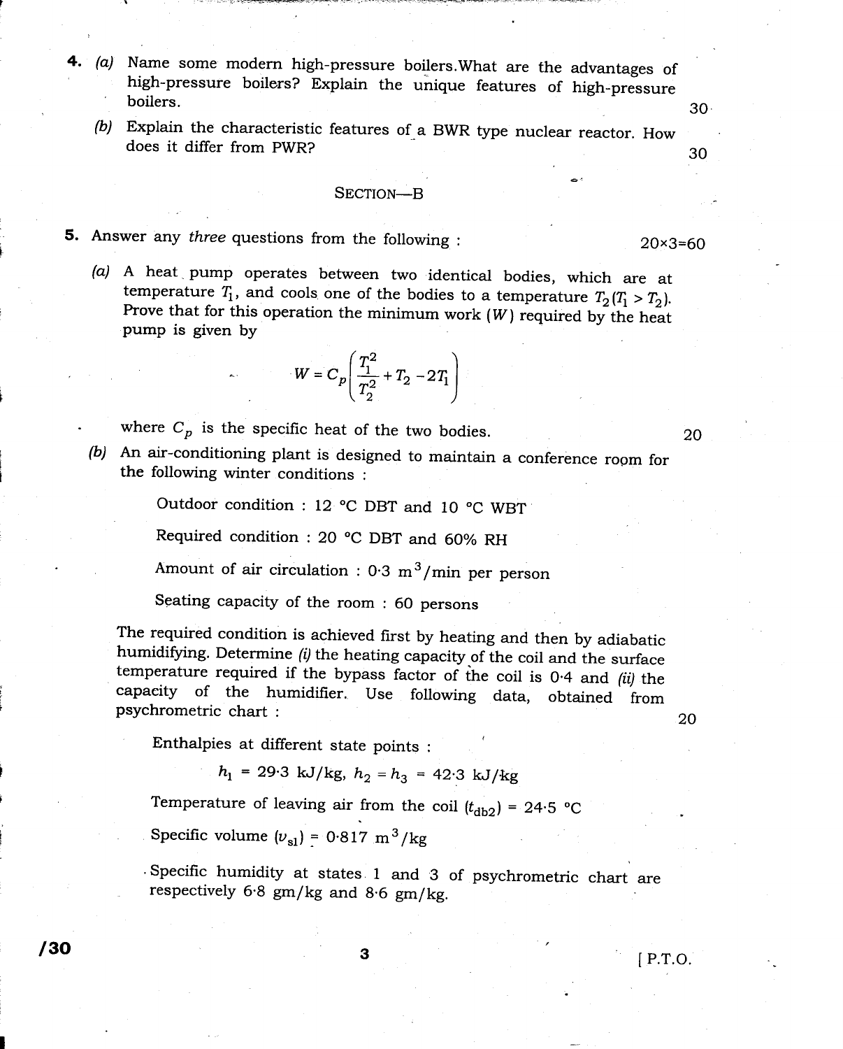4. (a) Name some modern high-pressure boilers. What are the advantages of high-pressure boilers? Explain the unique features of high-pressure boilers. 30

(b) Explain the characteristic features of a BWR type nuclear reactor. How does it differ from PWR? 30

## SECTION—B

5. Answer any *three* questions from the following : 20×3=60

(a) A heat pump operates between two identical bodies, which are at temperature $T_1$, and cools one of the bodies to a temperature $T_2 (T_1 > T_2)$. Prove that for this operation the minimum work ($W$) required by the heat pump is given by

$$W = C_p \left( \frac{T_1^2}{T_2^2} + T_2 - 2T_1 \right)$$

where $C_p$ is the specific heat of the two bodies. 20

(b) An air-conditioning plant is designed to maintain a conference room for the following winter conditions :

Outdoor condition : 12 °C DBT and 10 °C WBT

Required condition : 20 °C DBT and 60% RH

Amount of air circulation : 0·3 $m^3$/min per person

Seating capacity of the room : 60 persons

The required condition is achieved first by heating and then by adiabatic humidifying. Determine *(i)* the heating capacity of the coil and the surface temperature required if the bypass factor of the coil is 0·4 and *(ii)* the capacity of the humidifier. Use following data, obtained from psychrometric chart : 20

Enthalpies at different state points :

$$h_1 = 29{\cdot}3 \text{ kJ/kg}, \ h_2 = h_3 = 42{\cdot}3 \text{ kJ/kg}$$

Temperature of leaving air from the coil ($t_{db2}$) = 24·5 °C

Specific volume ($v_{s1}$) = 0·817 $m^3$/kg

Specific humidity at states 1 and 3 of psychrometric chart are respectively 6·8 gm/kg and 8·6 gm/kg.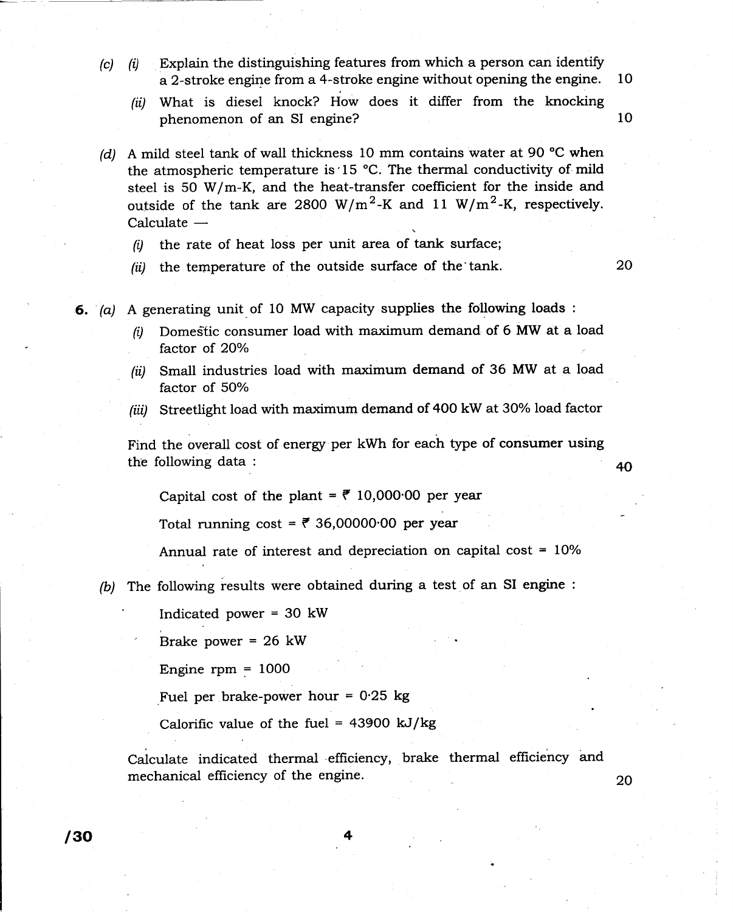(c) (i) Explain the distinguishing features from which a person can identify a 2-stroke engine from a 4-stroke engine without opening the engine. 10

(ii) What is diesel knock? How does it differ from the knocking phenomenon of an SI engine? 10

(d) A mild steel tank of wall thickness 10 mm contains water at 90 °C when the atmospheric temperature is 15 °C. The thermal conductivity of mild steel is 50 W/m-K, and the heat-transfer coefficient for the inside and outside of the tank are 2800 $W/m^2$-K and 11 $W/m^2$-K, respectively. Calculate —

(i) the rate of heat loss per unit area of tank surface;

(ii) the temperature of the outside surface of the tank. 20

**6.** (a) A generating unit of 10 MW capacity supplies the following loads :

(i) Domestic consumer load with maximum demand of 6 MW at a load factor of 20%

(ii) Small industries load with maximum demand of 36 MW at a load factor of 50%

(iii) Streetlight load with maximum demand of 400 kW at 30% load factor

Find the overall cost of energy per kWh for each type of consumer using the following data : 40

Capital cost of the plant = ₹ 10,000·00 per year

Total running cost = ₹ 36,00000·00 per year

Annual rate of interest and depreciation on capital cost = 10%

(b) The following results were obtained during a test of an SI engine :

Indicated power = 30 kW

Brake power = 26 kW

Engine rpm = 1000

Fuel per brake-power hour = 0·25 kg

Calorific value of the fuel = 43900 kJ/kg

Calculate indicated thermal efficiency, brake thermal efficiency and mechanical efficiency of the engine. 20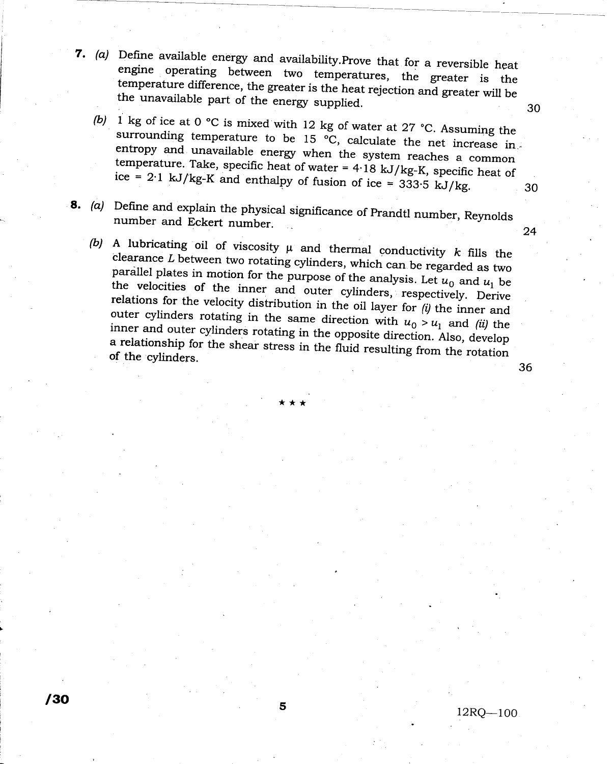**7.** *(a)* Define available energy and availability. Prove that for a reversible heat engine operating between two temperatures, the greater is the temperature difference, the greater is the heat rejection and greater will be the unavailable part of the energy supplied. 30

*(b)* 1 kg of ice at 0 °C is mixed with 12 kg of water at 27 °C. Assuming the surrounding temperature to be 15 °C, calculate the net increase in entropy and unavailable energy when the system reaches a common temperature. Take, specific heat of water = 4·18 kJ/kg-K, specific heat of ice = 2·1 kJ/kg-K and enthalpy of fusion of ice = 333·5 kJ/kg. 30

**8.** *(a)* Define and explain the physical significance of Prandtl number, Reynolds number and Eckert number. 24

*(b)* A lubricating oil of viscosity $\mu$ and thermal conductivity $k$ fills the clearance $L$ between two rotating cylinders, which can be regarded as two parallel plates in motion for the purpose of the analysis. Let $u_0$ and $u_1$ be the velocities of the inner and outer cylinders, respectively. Derive relations for the velocity distribution in the oil layer for *(i)* the inner and outer cylinders rotating in the same direction with $u_0 > u_1$ and *(ii)* the inner and outer cylinders rotating in the opposite direction. Also, develop a relationship for the shear stress in the fluid resulting from the rotation of the cylinders. 36

★ ★ ★